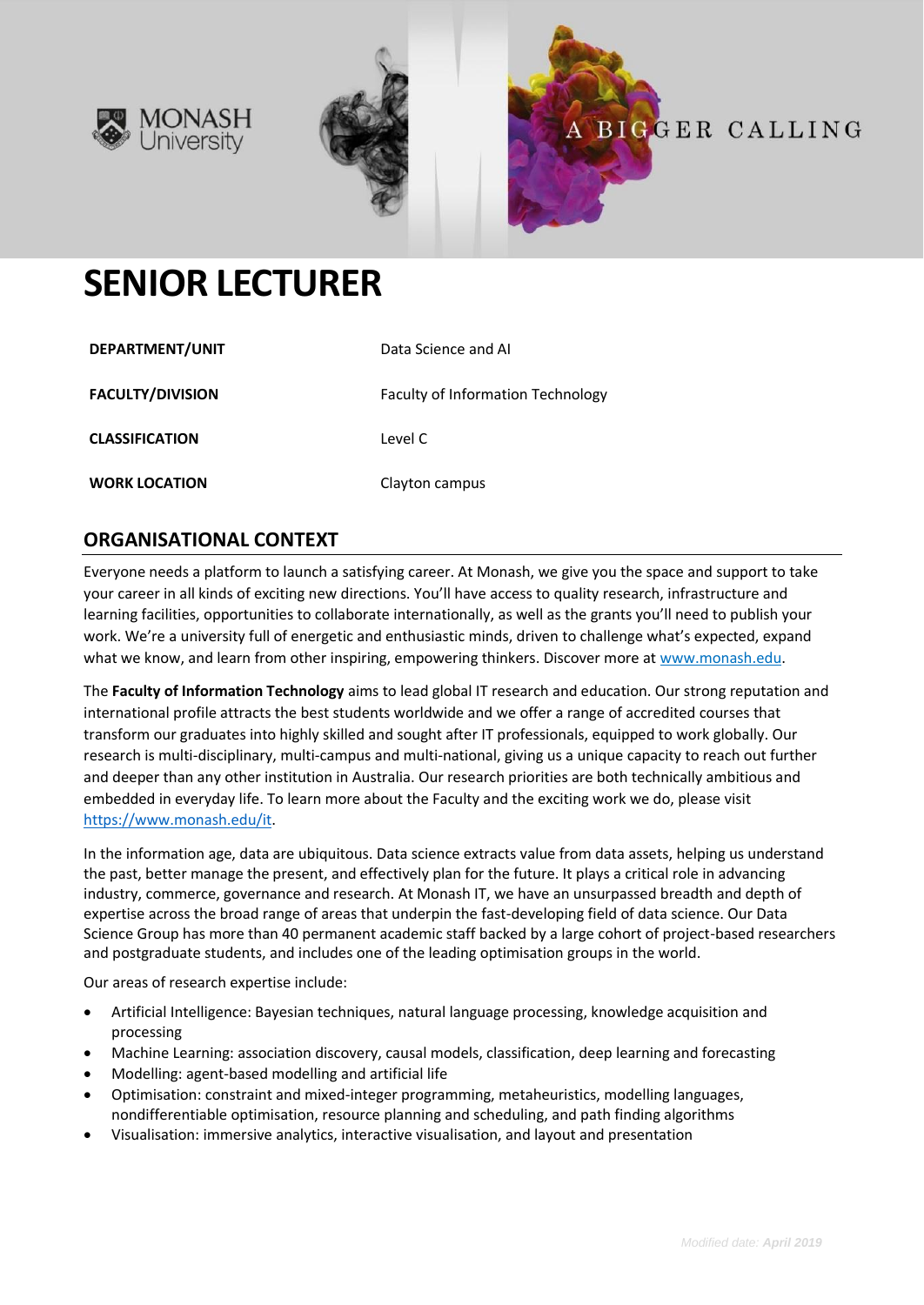MONASH University

A BIGGER CALLING

# SENIOR LECTURER

| | |
|---|---|
| **DEPARTMENT/UNIT** | Data Science and AI |
| **FACULTY/DIVISION** | Faculty of Information Technology |
| **CLASSIFICATION** | Level C |
| **WORK LOCATION** | Clayton campus |

## ORGANISATIONAL CONTEXT

Everyone needs a platform to launch a satisfying career. At Monash, we give you the space and support to take your career in all kinds of exciting new directions. You'll have access to quality research, infrastructure and learning facilities, opportunities to collaborate internationally, as well as the grants you'll need to publish your work. We're a university full of energetic and enthusiastic minds, driven to challenge what's expected, expand what we know, and learn from other inspiring, empowering thinkers. Discover more at [www.monash.edu](www.monash.edu).

The **Faculty of Information Technology** aims to lead global IT research and education. Our strong reputation and international profile attracts the best students worldwide and we offer a range of accredited courses that transform our graduates into highly skilled and sought after IT professionals, equipped to work globally. Our research is multi-disciplinary, multi-campus and multi-national, giving us a unique capacity to reach out further and deeper than any other institution in Australia. Our research priorities are both technically ambitious and embedded in everyday life. To learn more about the Faculty and the exciting work we do, please visit [https://www.monash.edu/it](https://www.monash.edu/it).

In the information age, data are ubiquitous. Data science extracts value from data assets, helping us understand the past, better manage the present, and effectively plan for the future. It plays a critical role in advancing industry, commerce, governance and research. At Monash IT, we have an unsurpassed breadth and depth of expertise across the broad range of areas that underpin the fast-developing field of data science. Our Data Science Group has more than 40 permanent academic staff backed by a large cohort of project-based researchers and postgraduate students, and includes one of the leading optimisation groups in the world.

Our areas of research expertise include:

- Artificial Intelligence: Bayesian techniques, natural language processing, knowledge acquisition and processing
- Machine Learning: association discovery, causal models, classification, deep learning and forecasting
- Modelling: agent-based modelling and artificial life
- Optimisation: constraint and mixed-integer programming, metaheuristics, modelling languages, nondifferentiable optimisation, resource planning and scheduling, and path finding algorithms
- Visualisation: immersive analytics, interactive visualisation, and layout and presentation

*Modified date: **April 2019***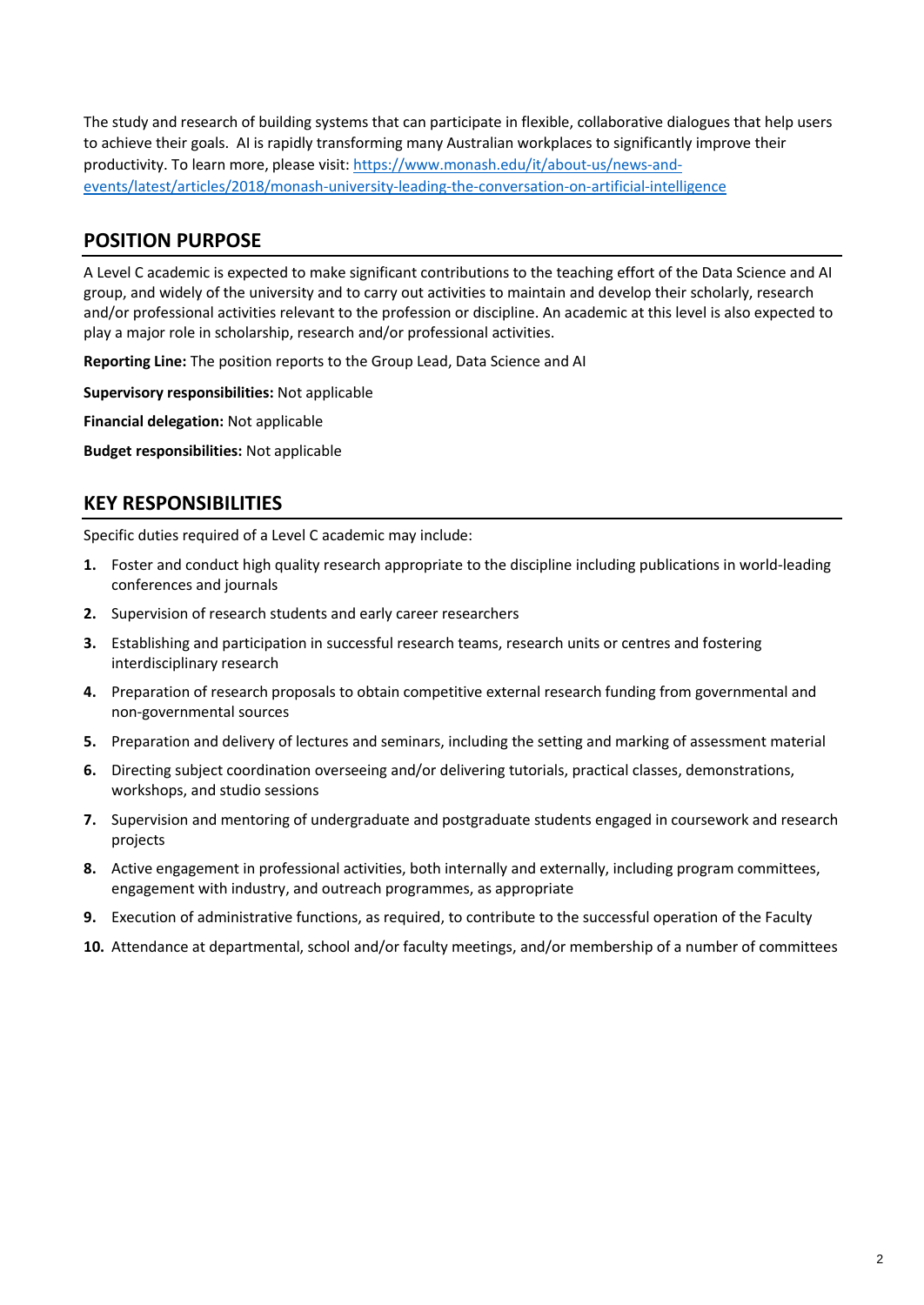The study and research of building systems that can participate in flexible, collaborative dialogues that help users to achieve their goals. AI is rapidly transforming many Australian workplaces to significantly improve their productivity. To learn more, please visit: [https://www.monash.edu/it/about-us/news-and-events/latest/articles/2018/monash-university-leading-the-conversation-on-artificial-intelligence](https://www.monash.edu/it/about-us/news-and-events/latest/articles/2018/monash-university-leading-the-conversation-on-artificial-intelligence)

## POSITION PURPOSE

A Level C academic is expected to make significant contributions to the teaching effort of the Data Science and AI group, and widely of the university and to carry out activities to maintain and develop their scholarly, research and/or professional activities relevant to the profession or discipline. An academic at this level is also expected to play a major role in scholarship, research and/or professional activities.

**Reporting Line:** The position reports to the Group Lead, Data Science and AI

**Supervisory responsibilities:** Not applicable

**Financial delegation:** Not applicable

**Budget responsibilities:** Not applicable

## KEY RESPONSIBILITIES

Specific duties required of a Level C academic may include:

1. Foster and conduct high quality research appropriate to the discipline including publications in world-leading conferences and journals
2. Supervision of research students and early career researchers
3. Establishing and participation in successful research teams, research units or centres and fostering interdisciplinary research
4. Preparation of research proposals to obtain competitive external research funding from governmental and non-governmental sources
5. Preparation and delivery of lectures and seminars, including the setting and marking of assessment material
6. Directing subject coordination overseeing and/or delivering tutorials, practical classes, demonstrations, workshops, and studio sessions
7. Supervision and mentoring of undergraduate and postgraduate students engaged in coursework and research projects
8. Active engagement in professional activities, both internally and externally, including program committees, engagement with industry, and outreach programmes, as appropriate
9. Execution of administrative functions, as required, to contribute to the successful operation of the Faculty
10. Attendance at departmental, school and/or faculty meetings, and/or membership of a number of committees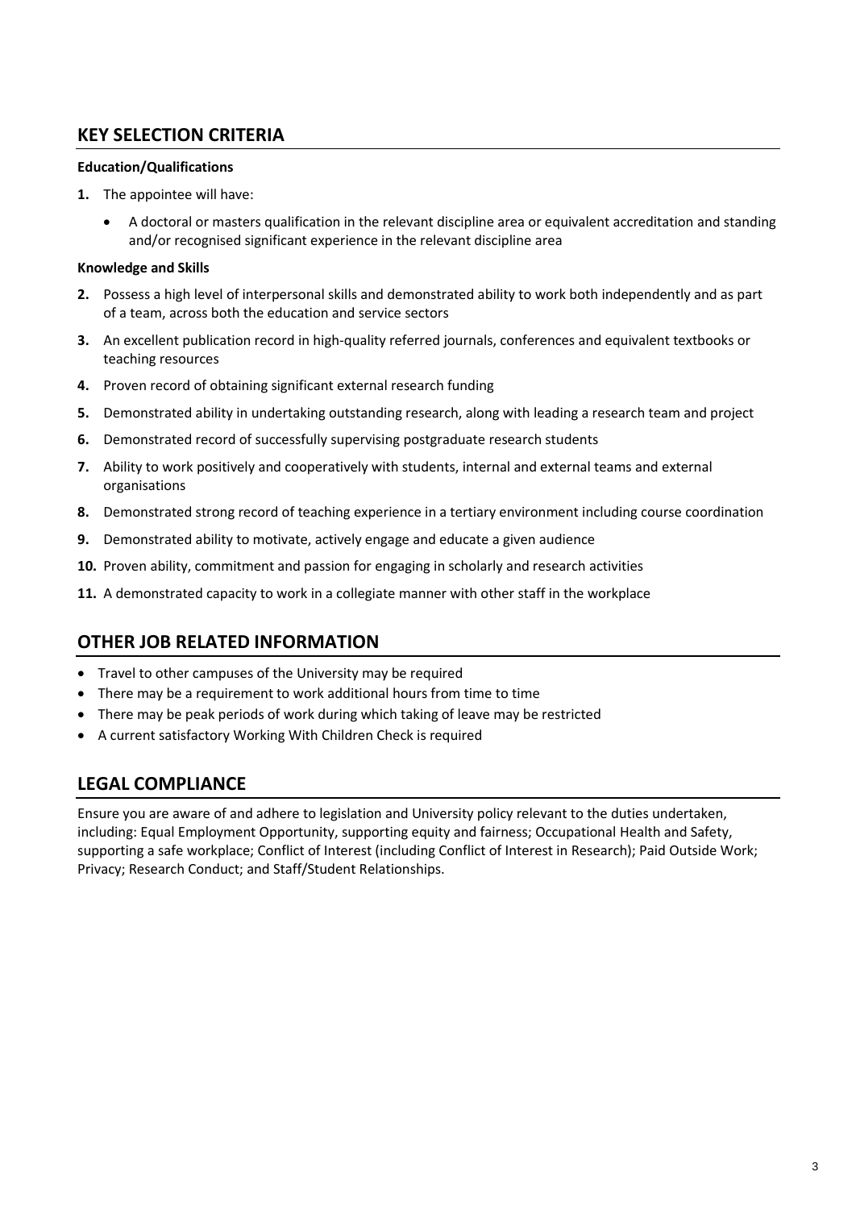## KEY SELECTION CRITERIA

**Education/Qualifications**

1. The appointee will have:
   - A doctoral or masters qualification in the relevant discipline area or equivalent accreditation and standing and/or recognised significant experience in the relevant discipline area

**Knowledge and Skills**

2. Possess a high level of interpersonal skills and demonstrated ability to work both independently and as part of a team, across both the education and service sectors
3. An excellent publication record in high-quality referred journals, conferences and equivalent textbooks or teaching resources
4. Proven record of obtaining significant external research funding
5. Demonstrated ability in undertaking outstanding research, along with leading a research team and project
6. Demonstrated record of successfully supervising postgraduate research students
7. Ability to work positively and cooperatively with students, internal and external teams and external organisations
8. Demonstrated strong record of teaching experience in a tertiary environment including course coordination
9. Demonstrated ability to motivate, actively engage and educate a given audience
10. Proven ability, commitment and passion for engaging in scholarly and research activities
11. A demonstrated capacity to work in a collegiate manner with other staff in the workplace

## OTHER JOB RELATED INFORMATION

- Travel to other campuses of the University may be required
- There may be a requirement to work additional hours from time to time
- There may be peak periods of work during which taking of leave may be restricted
- A current satisfactory Working With Children Check is required

## LEGAL COMPLIANCE

Ensure you are aware of and adhere to legislation and University policy relevant to the duties undertaken, including: Equal Employment Opportunity, supporting equity and fairness; Occupational Health and Safety, supporting a safe workplace; Conflict of Interest (including Conflict of Interest in Research); Paid Outside Work; Privacy; Research Conduct; and Staff/Student Relationships.